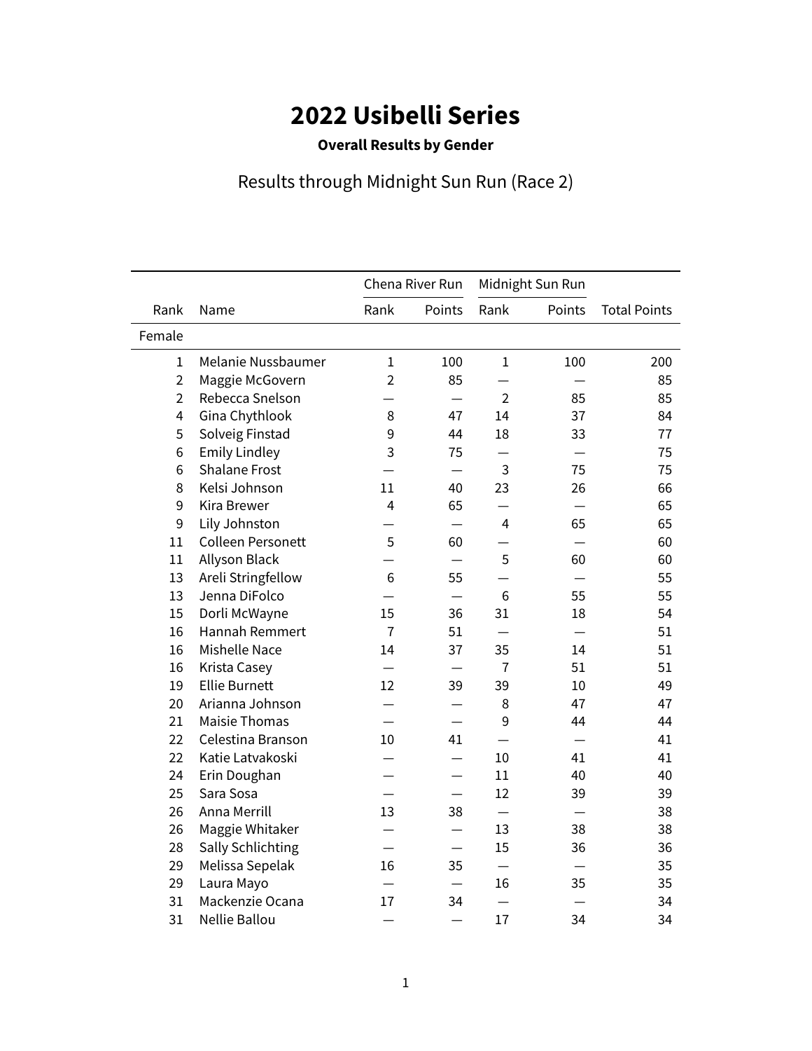# 2022 Usibelli Series

**Overall Results by Gender**

Results through Midnight Sun Run (Race 2)

| | | Chena River Run | | Midnight Sun Run | | |
|---|---|---|---|---|---|---|
| Rank | Name | Rank | Points | Rank | Points | Total Points |
| Female | | | | | | |
| 1 | Melanie Nussbaumer | 1 | 100 | 1 | 100 | 200 |
| 2 | Maggie McGovern | 2 | 85 | — | — | 85 |
| 2 | Rebecca Snelson | — | — | 2 | 85 | 85 |
| 4 | Gina Chythlook | 8 | 47 | 14 | 37 | 84 |
| 5 | Solveig Finstad | 9 | 44 | 18 | 33 | 77 |
| 6 | Emily Lindley | 3 | 75 | — | — | 75 |
| 6 | Shalane Frost | — | — | 3 | 75 | 75 |
| 8 | Kelsi Johnson | 11 | 40 | 23 | 26 | 66 |
| 9 | Kira Brewer | 4 | 65 | — | — | 65 |
| 9 | Lily Johnston | — | — | 4 | 65 | 65 |
| 11 | Colleen Personett | 5 | 60 | — | — | 60 |
| 11 | Allyson Black | — | — | 5 | 60 | 60 |
| 13 | Areli Stringfellow | 6 | 55 | — | — | 55 |
| 13 | Jenna DiFolco | — | — | 6 | 55 | 55 |
| 15 | Dorli McWayne | 15 | 36 | 31 | 18 | 54 |
| 16 | Hannah Remmert | 7 | 51 | — | — | 51 |
| 16 | Mishelle Nace | 14 | 37 | 35 | 14 | 51 |
| 16 | Krista Casey | — | — | 7 | 51 | 51 |
| 19 | Ellie Burnett | 12 | 39 | 39 | 10 | 49 |
| 20 | Arianna Johnson | — | — | 8 | 47 | 47 |
| 21 | Maisie Thomas | — | — | 9 | 44 | 44 |
| 22 | Celestina Branson | 10 | 41 | — | — | 41 |
| 22 | Katie Latvakoski | — | — | 10 | 41 | 41 |
| 24 | Erin Doughan | — | — | 11 | 40 | 40 |
| 25 | Sara Sosa | — | — | 12 | 39 | 39 |
| 26 | Anna Merrill | 13 | 38 | — | — | 38 |
| 26 | Maggie Whitaker | — | — | 13 | 38 | 38 |
| 28 | Sally Schlichting | — | — | 15 | 36 | 36 |
| 29 | Melissa Sepelak | 16 | 35 | — | — | 35 |
| 29 | Laura Mayo | — | — | 16 | 35 | 35 |
| 31 | Mackenzie Ocana | 17 | 34 | — | — | 34 |
| 31 | Nellie Ballou | — | — | 17 | 34 | 34 |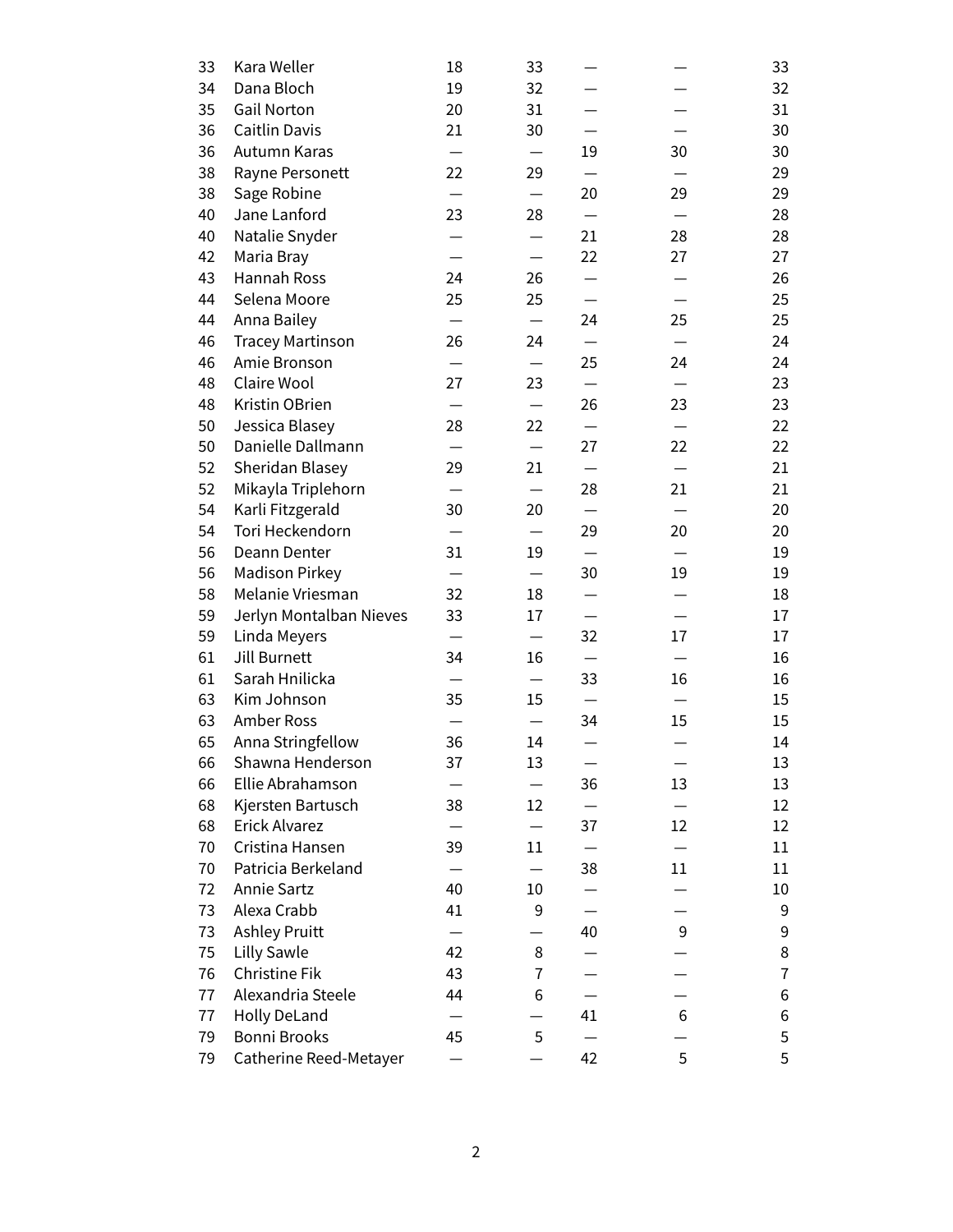| | | | | | | |
|---|---|---|---|---|---|---|
| 33 | Kara Weller | 18 | 33 | — | — | 33 |
| 34 | Dana Bloch | 19 | 32 | — | — | 32 |
| 35 | Gail Norton | 20 | 31 | — | — | 31 |
| 36 | Caitlin Davis | 21 | 30 | — | — | 30 |
| 36 | Autumn Karas | — | — | 19 | 30 | 30 |
| 38 | Rayne Personett | 22 | 29 | — | — | 29 |
| 38 | Sage Robine | — | — | 20 | 29 | 29 |
| 40 | Jane Lanford | 23 | 28 | — | — | 28 |
| 40 | Natalie Snyder | — | — | 21 | 28 | 28 |
| 42 | Maria Bray | — | — | 22 | 27 | 27 |
| 43 | Hannah Ross | 24 | 26 | — | — | 26 |
| 44 | Selena Moore | 25 | 25 | — | — | 25 |
| 44 | Anna Bailey | — | — | 24 | 25 | 25 |
| 46 | Tracey Martinson | 26 | 24 | — | — | 24 |
| 46 | Amie Bronson | — | — | 25 | 24 | 24 |
| 48 | Claire Wool | 27 | 23 | — | — | 23 |
| 48 | Kristin OBrien | — | — | 26 | 23 | 23 |
| 50 | Jessica Blasey | 28 | 22 | — | — | 22 |
| 50 | Danielle Dallmann | — | — | 27 | 22 | 22 |
| 52 | Sheridan Blasey | 29 | 21 | — | — | 21 |
| 52 | Mikayla Triplehorn | — | — | 28 | 21 | 21 |
| 54 | Karli Fitzgerald | 30 | 20 | — | — | 20 |
| 54 | Tori Heckendorn | — | — | 29 | 20 | 20 |
| 56 | Deann Denter | 31 | 19 | — | — | 19 |
| 56 | Madison Pirkey | — | — | 30 | 19 | 19 |
| 58 | Melanie Vriesman | 32 | 18 | — | — | 18 |
| 59 | Jerlyn Montalban Nieves | 33 | 17 | — | — | 17 |
| 59 | Linda Meyers | — | — | 32 | 17 | 17 |
| 61 | Jill Burnett | 34 | 16 | — | — | 16 |
| 61 | Sarah Hnilicka | — | — | 33 | 16 | 16 |
| 63 | Kim Johnson | 35 | 15 | — | — | 15 |
| 63 | Amber Ross | — | — | 34 | 15 | 15 |
| 65 | Anna Stringfellow | 36 | 14 | — | — | 14 |
| 66 | Shawna Henderson | 37 | 13 | — | — | 13 |
| 66 | Ellie Abrahamson | — | — | 36 | 13 | 13 |
| 68 | Kjersten Bartusch | 38 | 12 | — | — | 12 |
| 68 | Erick Alvarez | — | — | 37 | 12 | 12 |
| 70 | Cristina Hansen | 39 | 11 | — | — | 11 |
| 70 | Patricia Berkeland | — | — | 38 | 11 | 11 |
| 72 | Annie Sartz | 40 | 10 | — | — | 10 |
| 73 | Alexa Crabb | 41 | 9 | — | — | 9 |
| 73 | Ashley Pruitt | — | — | 40 | 9 | 9 |
| 75 | Lilly Sawle | 42 | 8 | — | — | 8 |
| 76 | Christine Fik | 43 | 7 | — | — | 7 |
| 77 | Alexandria Steele | 44 | 6 | — | — | 6 |
| 77 | Holly DeLand | — | — | 41 | 6 | 6 |
| 79 | Bonni Brooks | 45 | 5 | — | — | 5 |
| 79 | Catherine Reed-Metayer | — | — | 42 | 5 | 5 |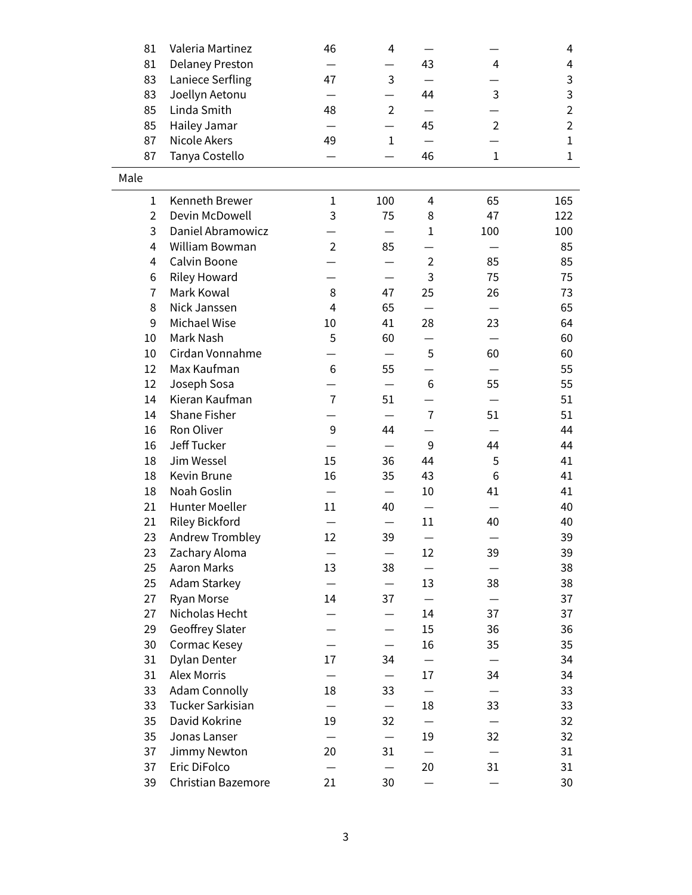| | | | | | | |
|---|---|---|---|---|---|---|
| 81 | Valeria Martinez | 46 | 4 | — | — | 4 |
| 81 | Delaney Preston | — | — | 43 | 4 | 4 |
| 83 | Laniece Serfling | 47 | 3 | — | — | 3 |
| 83 | Joellyn Aetonu | — | — | 44 | 3 | 3 |
| 85 | Linda Smith | 48 | 2 | — | — | 2 |
| 85 | Hailey Jamar | — | — | 45 | 2 | 2 |
| 87 | Nicole Akers | 49 | 1 | — | — | 1 |
| 87 | Tanya Costello | — | — | 46 | 1 | 1 |
| Male | | | | | | |
| 1 | Kenneth Brewer | 1 | 100 | 4 | 65 | 165 |
| 2 | Devin McDowell | 3 | 75 | 8 | 47 | 122 |
| 3 | Daniel Abramowicz | — | — | 1 | 100 | 100 |
| 4 | William Bowman | 2 | 85 | — | — | 85 |
| 4 | Calvin Boone | — | — | 2 | 85 | 85 |
| 6 | Riley Howard | — | — | 3 | 75 | 75 |
| 7 | Mark Kowal | 8 | 47 | 25 | 26 | 73 |
| 8 | Nick Janssen | 4 | 65 | — | — | 65 |
| 9 | Michael Wise | 10 | 41 | 28 | 23 | 64 |
| 10 | Mark Nash | 5 | 60 | — | — | 60 |
| 10 | Cirdan Vonnahme | — | — | 5 | 60 | 60 |
| 12 | Max Kaufman | 6 | 55 | — | — | 55 |
| 12 | Joseph Sosa | — | — | 6 | 55 | 55 |
| 14 | Kieran Kaufman | 7 | 51 | — | — | 51 |
| 14 | Shane Fisher | — | — | 7 | 51 | 51 |
| 16 | Ron Oliver | 9 | 44 | — | — | 44 |
| 16 | Jeff Tucker | — | — | 9 | 44 | 44 |
| 18 | Jim Wessel | 15 | 36 | 44 | 5 | 41 |
| 18 | Kevin Brune | 16 | 35 | 43 | 6 | 41 |
| 18 | Noah Goslin | — | — | 10 | 41 | 41 |
| 21 | Hunter Moeller | 11 | 40 | — | — | 40 |
| 21 | Riley Bickford | — | — | 11 | 40 | 40 |
| 23 | Andrew Trombley | 12 | 39 | — | — | 39 |
| 23 | Zachary Aloma | — | — | 12 | 39 | 39 |
| 25 | Aaron Marks | 13 | 38 | — | — | 38 |
| 25 | Adam Starkey | — | — | 13 | 38 | 38 |
| 27 | Ryan Morse | 14 | 37 | — | — | 37 |
| 27 | Nicholas Hecht | — | — | 14 | 37 | 37 |
| 29 | Geoffrey Slater | — | — | 15 | 36 | 36 |
| 30 | Cormac Kesey | — | — | 16 | 35 | 35 |
| 31 | Dylan Denter | 17 | 34 | — | — | 34 |
| 31 | Alex Morris | — | — | 17 | 34 | 34 |
| 33 | Adam Connolly | 18 | 33 | — | — | 33 |
| 33 | Tucker Sarkisian | — | — | 18 | 33 | 33 |
| 35 | David Kokrine | 19 | 32 | — | — | 32 |
| 35 | Jonas Lanser | — | — | 19 | 32 | 32 |
| 37 | Jimmy Newton | 20 | 31 | — | — | 31 |
| 37 | Eric DiFolco | — | — | 20 | 31 | 31 |
| 39 | Christian Bazemore | 21 | 30 | — | — | 30 |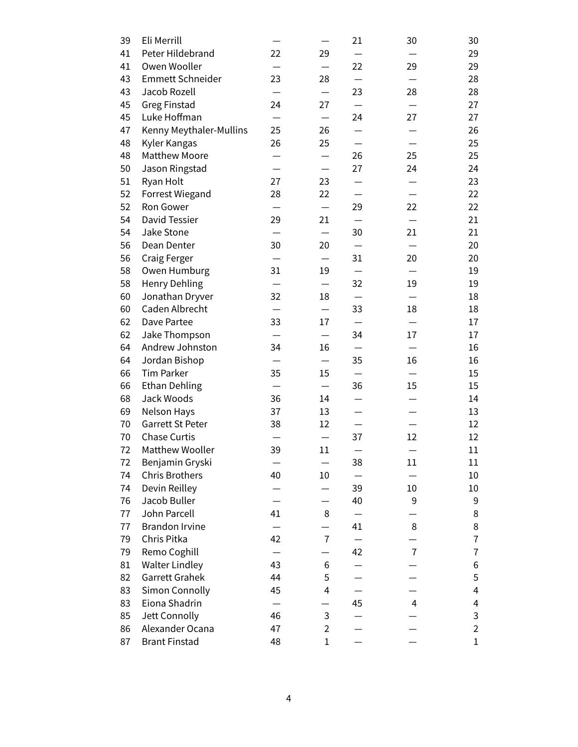| | | | | | | |
|---|---|---|---|---|---|---|
| 39 | Eli Merrill | — | — | 21 | 30 | 30 |
| 41 | Peter Hildebrand | 22 | 29 | — | — | 29 |
| 41 | Owen Wooller | — | — | 22 | 29 | 29 |
| 43 | Emmett Schneider | 23 | 28 | — | — | 28 |
| 43 | Jacob Rozell | — | — | 23 | 28 | 28 |
| 45 | Greg Finstad | 24 | 27 | — | — | 27 |
| 45 | Luke Hoffman | — | — | 24 | 27 | 27 |
| 47 | Kenny Meythaler-Mullins | 25 | 26 | — | — | 26 |
| 48 | Kyler Kangas | 26 | 25 | — | — | 25 |
| 48 | Matthew Moore | — | — | 26 | 25 | 25 |
| 50 | Jason Ringstad | — | — | 27 | 24 | 24 |
| 51 | Ryan Holt | 27 | 23 | — | — | 23 |
| 52 | Forrest Wiegand | 28 | 22 | — | — | 22 |
| 52 | Ron Gower | — | — | 29 | 22 | 22 |
| 54 | David Tessier | 29 | 21 | — | — | 21 |
| 54 | Jake Stone | — | — | 30 | 21 | 21 |
| 56 | Dean Denter | 30 | 20 | — | — | 20 |
| 56 | Craig Ferger | — | — | 31 | 20 | 20 |
| 58 | Owen Humburg | 31 | 19 | — | — | 19 |
| 58 | Henry Dehling | — | — | 32 | 19 | 19 |
| 60 | Jonathan Dryver | 32 | 18 | — | — | 18 |
| 60 | Caden Albrecht | — | — | 33 | 18 | 18 |
| 62 | Dave Partee | 33 | 17 | — | — | 17 |
| 62 | Jake Thompson | — | — | 34 | 17 | 17 |
| 64 | Andrew Johnston | 34 | 16 | — | — | 16 |
| 64 | Jordan Bishop | — | — | 35 | 16 | 16 |
| 66 | Tim Parker | 35 | 15 | — | — | 15 |
| 66 | Ethan Dehling | — | — | 36 | 15 | 15 |
| 68 | Jack Woods | 36 | 14 | — | — | 14 |
| 69 | Nelson Hays | 37 | 13 | — | — | 13 |
| 70 | Garrett St Peter | 38 | 12 | — | — | 12 |
| 70 | Chase Curtis | — | — | 37 | 12 | 12 |
| 72 | Matthew Wooller | 39 | 11 | — | — | 11 |
| 72 | Benjamin Gryski | — | — | 38 | 11 | 11 |
| 74 | Chris Brothers | 40 | 10 | — | — | 10 |
| 74 | Devin Reilley | — | — | 39 | 10 | 10 |
| 76 | Jacob Buller | — | — | 40 | 9 | 9 |
| 77 | John Parcell | 41 | 8 | — | — | 8 |
| 77 | Brandon Irvine | — | — | 41 | 8 | 8 |
| 79 | Chris Pitka | 42 | 7 | — | — | 7 |
| 79 | Remo Coghill | — | — | 42 | 7 | 7 |
| 81 | Walter Lindley | 43 | 6 | — | — | 6 |
| 82 | Garrett Grahek | 44 | 5 | — | — | 5 |
| 83 | Simon Connolly | 45 | 4 | — | — | 4 |
| 83 | Eiona Shadrin | — | — | 45 | 4 | 4 |
| 85 | Jett Connolly | 46 | 3 | — | — | 3 |
| 86 | Alexander Ocana | 47 | 2 | — | — | 2 |
| 87 | Brant Finstad | 48 | 1 | — | — | 1 |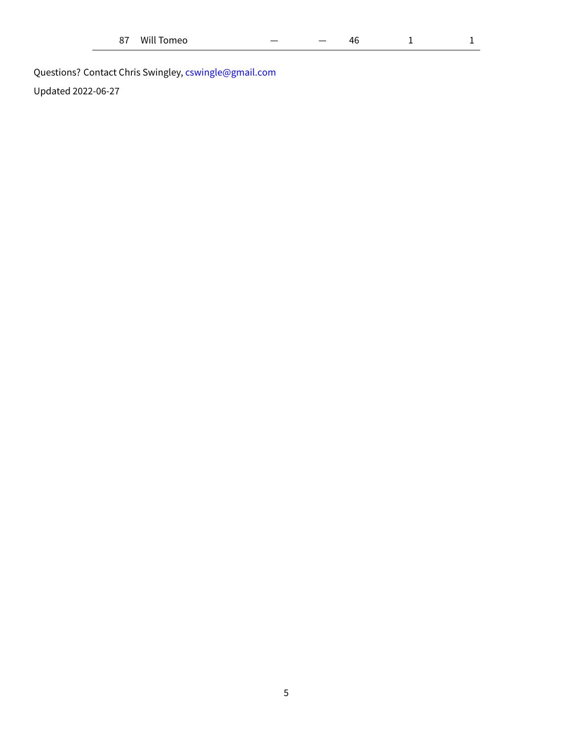| | | | | | | |
|---|---|---|---|---|---|---|
| 87 | Will Tomeo | — | — | 46 | 1 | 1 |

Questions? Contact Chris Swingley, cswingle@gmail.com

Updated 2022-06-27